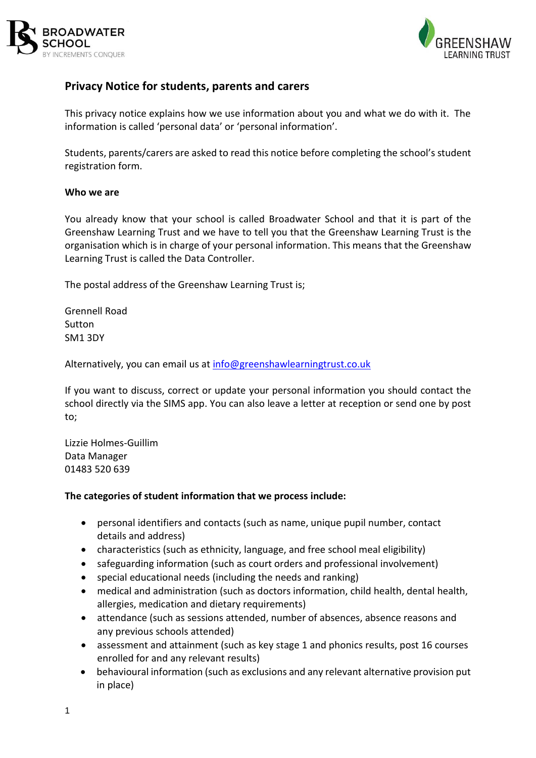## Privacy Notice for students, parents and carers

This privacy notice explains how we use information about you and what we do with it. The information is called 'personal data' or 'personal information'.

Students, parents/carers are asked to read this notice before completing the school's student registration form.

**Who we are**

You already know that your school is called Broadwater School and that it is part of the Greenshaw Learning Trust and we have to tell you that the Greenshaw Learning Trust is the organisation which is in charge of your personal information. This means that the Greenshaw Learning Trust is called the Data Controller.

The postal address of the Greenshaw Learning Trust is;

Grennell Road
Sutton
SM1 3DY

Alternatively, you can email us at info@greenshawlearningtrust.co.uk

If you want to discuss, correct or update your personal information you should contact the school directly via the SIMS app. You can also leave a letter at reception or send one by post to;

Lizzie Holmes-Guillim
Data Manager
01483 520 639

**The categories of student information that we process include:**

- personal identifiers and contacts (such as name, unique pupil number, contact details and address)
- characteristics (such as ethnicity, language, and free school meal eligibility)
- safeguarding information (such as court orders and professional involvement)
- special educational needs (including the needs and ranking)
- medical and administration (such as doctors information, child health, dental health, allergies, medication and dietary requirements)
- attendance (such as sessions attended, number of absences, absence reasons and any previous schools attended)
- assessment and attainment (such as key stage 1 and phonics results, post 16 courses enrolled for and any relevant results)
- behavioural information (such as exclusions and any relevant alternative provision put in place)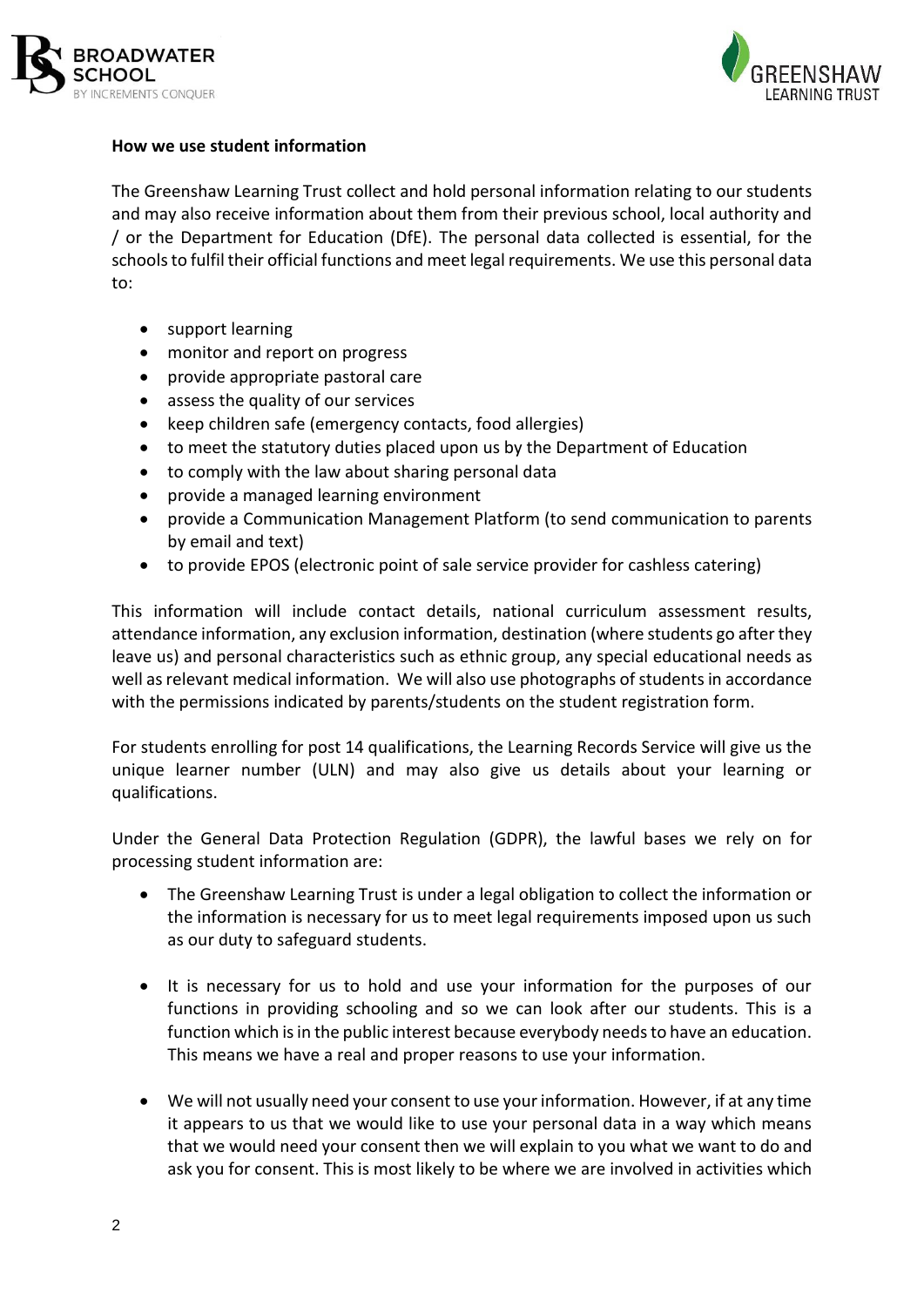**How we use student information**

The Greenshaw Learning Trust collect and hold personal information relating to our students and may also receive information about them from their previous school, local authority and / or the Department for Education (DfE). The personal data collected is essential, for the schools to fulfil their official functions and meet legal requirements. We use this personal data to:

- support learning
- monitor and report on progress
- provide appropriate pastoral care
- assess the quality of our services
- keep children safe (emergency contacts, food allergies)
- to meet the statutory duties placed upon us by the Department of Education
- to comply with the law about sharing personal data
- provide a managed learning environment
- provide a Communication Management Platform (to send communication to parents by email and text)
- to provide EPOS (electronic point of sale service provider for cashless catering)

This information will include contact details, national curriculum assessment results, attendance information, any exclusion information, destination (where students go after they leave us) and personal characteristics such as ethnic group, any special educational needs as well as relevant medical information. We will also use photographs of students in accordance with the permissions indicated by parents/students on the student registration form.

For students enrolling for post 14 qualifications, the Learning Records Service will give us the unique learner number (ULN) and may also give us details about your learning or qualifications.

Under the General Data Protection Regulation (GDPR), the lawful bases we rely on for processing student information are:

- The Greenshaw Learning Trust is under a legal obligation to collect the information or the information is necessary for us to meet legal requirements imposed upon us such as our duty to safeguard students.

- It is necessary for us to hold and use your information for the purposes of our functions in providing schooling and so we can look after our students. This is a function which is in the public interest because everybody needs to have an education. This means we have a real and proper reasons to use your information.

- We will not usually need your consent to use your information. However, if at any time it appears to us that we would like to use your personal data in a way which means that we would need your consent then we will explain to you what we want to do and ask you for consent. This is most likely to be where we are involved in activities which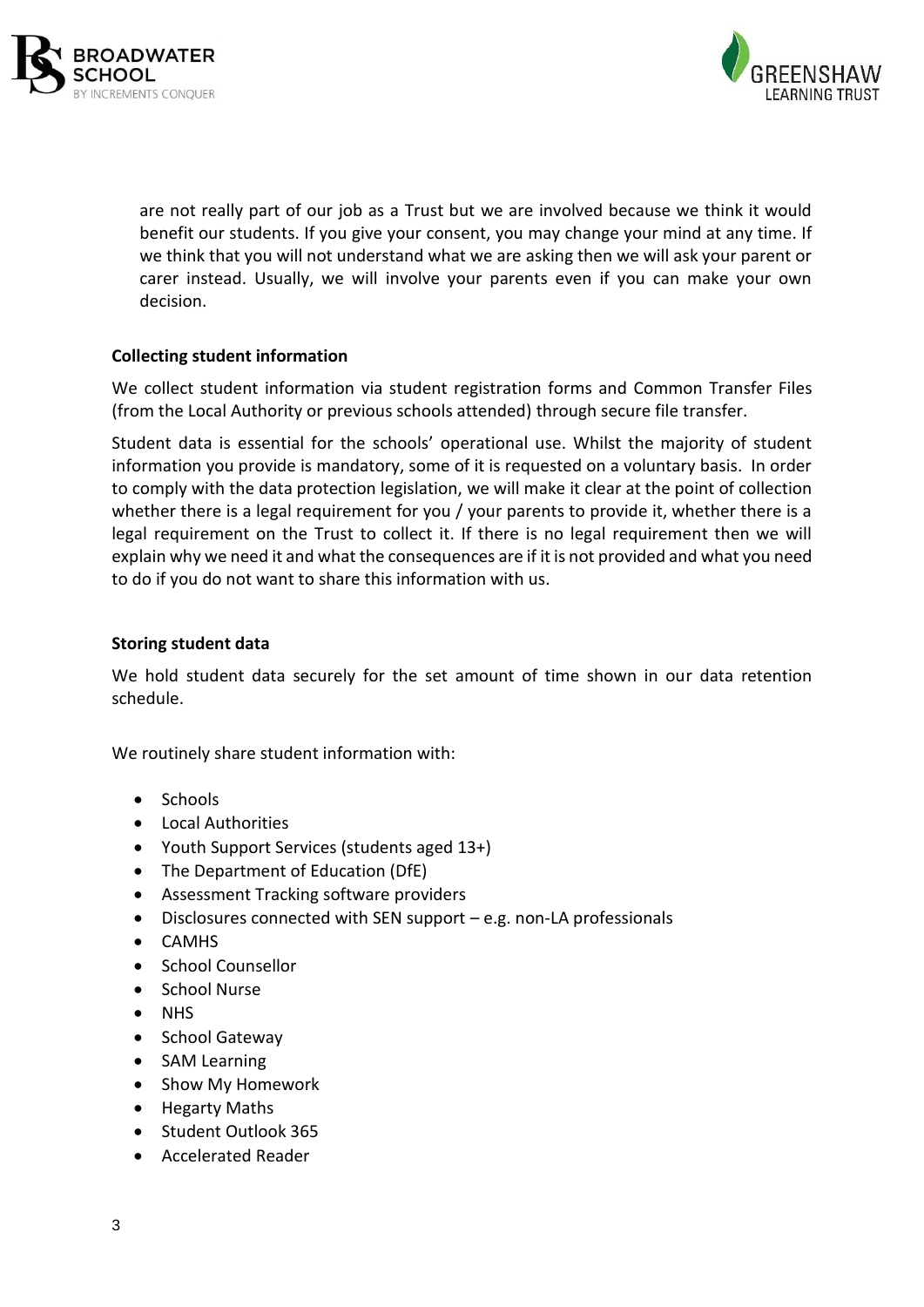are not really part of our job as a Trust but we are involved because we think it would benefit our students. If you give your consent, you may change your mind at any time. If we think that you will not understand what we are asking then we will ask your parent or carer instead. Usually, we will involve your parents even if you can make your own decision.

**Collecting student information**

We collect student information via student registration forms and Common Transfer Files (from the Local Authority or previous schools attended) through secure file transfer.

Student data is essential for the schools' operational use. Whilst the majority of student information you provide is mandatory, some of it is requested on a voluntary basis. In order to comply with the data protection legislation, we will make it clear at the point of collection whether there is a legal requirement for you / your parents to provide it, whether there is a legal requirement on the Trust to collect it. If there is no legal requirement then we will explain why we need it and what the consequences are if it is not provided and what you need to do if you do not want to share this information with us.

**Storing student data**

We hold student data securely for the set amount of time shown in our data retention schedule.

We routinely share student information with:

- Schools
- Local Authorities
- Youth Support Services (students aged 13+)
- The Department of Education (DfE)
- Assessment Tracking software providers
- Disclosures connected with SEN support – e.g. non-LA professionals
- CAMHS
- School Counsellor
- School Nurse
- NHS
- School Gateway
- SAM Learning
- Show My Homework
- Hegarty Maths
- Student Outlook 365
- Accelerated Reader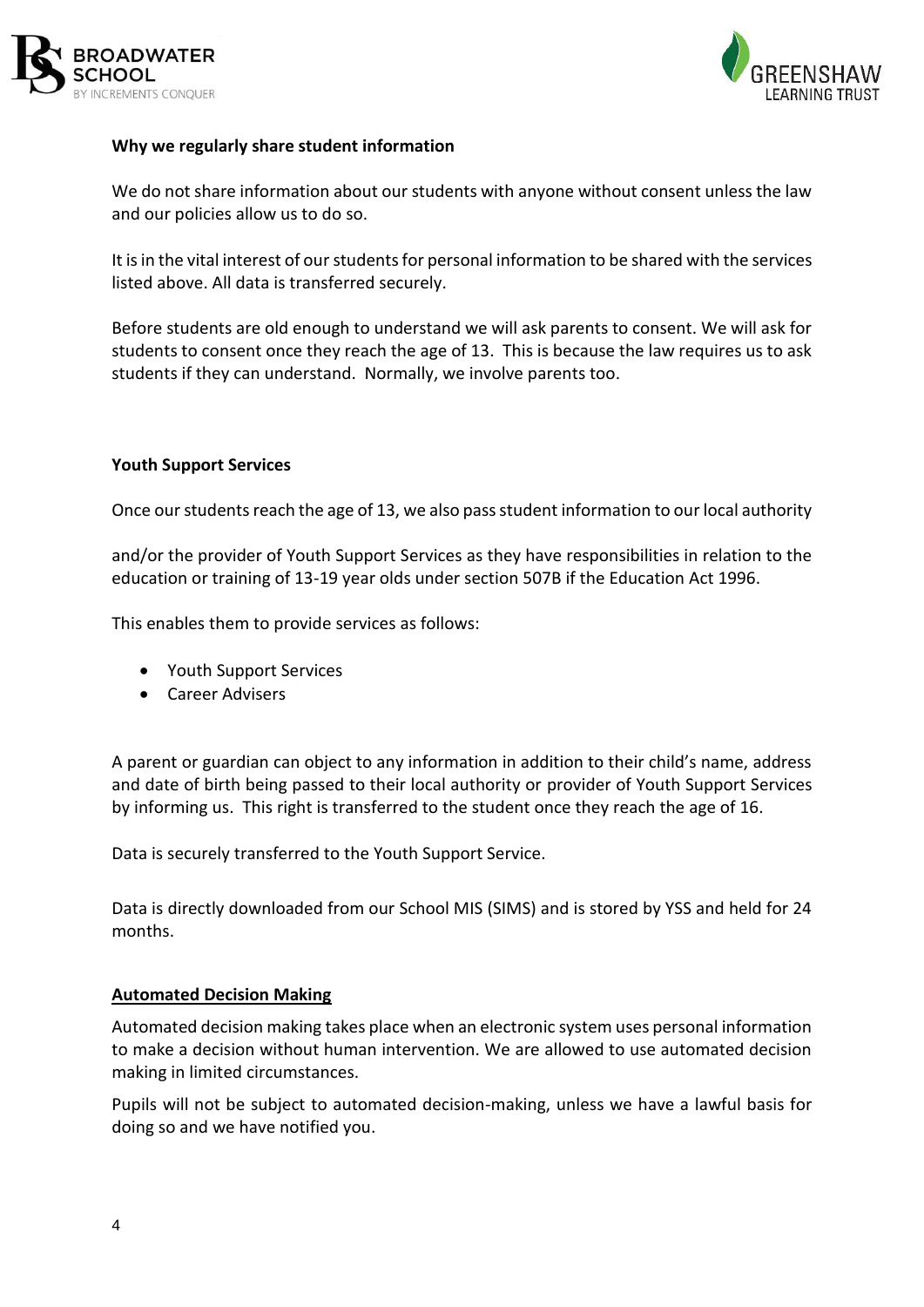**Why we regularly share student information**

We do not share information about our students with anyone without consent unless the law and our policies allow us to do so.

It is in the vital interest of our students for personal information to be shared with the services listed above. All data is transferred securely.

Before students are old enough to understand we will ask parents to consent. We will ask for students to consent once they reach the age of 13. This is because the law requires us to ask students if they can understand. Normally, we involve parents too.

**Youth Support Services**

Once our students reach the age of 13, we also pass student information to our local authority

and/or the provider of Youth Support Services as they have responsibilities in relation to the education or training of 13-19 year olds under section 507B if the Education Act 1996.

This enables them to provide services as follows:

- Youth Support Services
- Career Advisers

A parent or guardian can object to any information in addition to their child's name, address and date of birth being passed to their local authority or provider of Youth Support Services by informing us. This right is transferred to the student once they reach the age of 16.

Data is securely transferred to the Youth Support Service.

Data is directly downloaded from our School MIS (SIMS) and is stored by YSS and held for 24 months.

**Automated Decision Making**

Automated decision making takes place when an electronic system uses personal information to make a decision without human intervention. We are allowed to use automated decision making in limited circumstances.

Pupils will not be subject to automated decision-making, unless we have a lawful basis for doing so and we have notified you.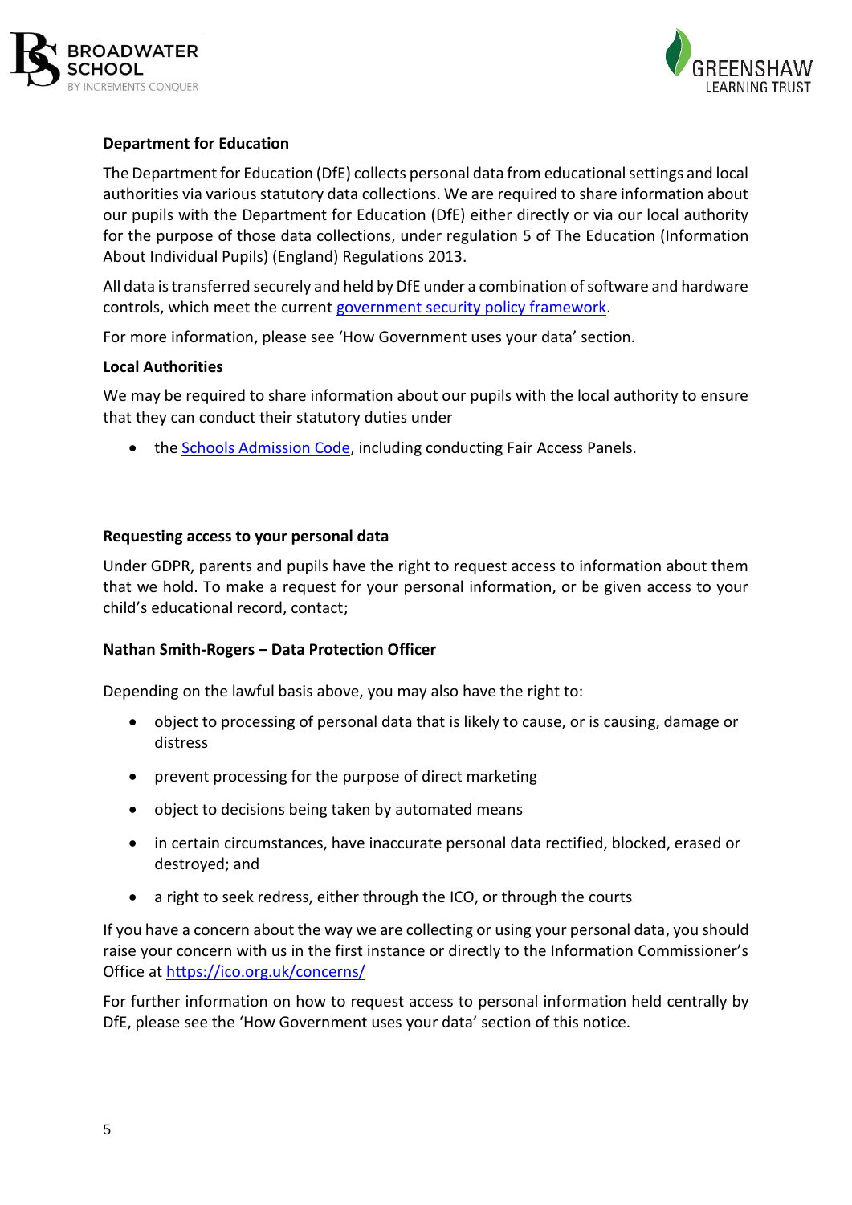**Department for Education**

The Department for Education (DfE) collects personal data from educational settings and local authorities via various statutory data collections. We are required to share information about our pupils with the Department for Education (DfE) either directly or via our local authority for the purpose of those data collections, under regulation 5 of The Education (Information About Individual Pupils) (England) Regulations 2013.

All data is transferred securely and held by DfE under a combination of software and hardware controls, which meet the current government security policy framework.

For more information, please see 'How Government uses your data' section.

**Local Authorities**

We may be required to share information about our pupils with the local authority to ensure that they can conduct their statutory duties under

- the Schools Admission Code, including conducting Fair Access Panels.

**Requesting access to your personal data**

Under GDPR, parents and pupils have the right to request access to information about them that we hold. To make a request for your personal information, or be given access to your child's educational record, contact;

**Nathan Smith-Rogers – Data Protection Officer**

Depending on the lawful basis above, you may also have the right to:

- object to processing of personal data that is likely to cause, or is causing, damage or distress
- prevent processing for the purpose of direct marketing
- object to decisions being taken by automated means
- in certain circumstances, have inaccurate personal data rectified, blocked, erased or destroyed; and
- a right to seek redress, either through the ICO, or through the courts

If you have a concern about the way we are collecting or using your personal data, you should raise your concern with us in the first instance or directly to the Information Commissioner's Office at https://ico.org.uk/concerns/

For further information on how to request access to personal information held centrally by DfE, please see the 'How Government uses your data' section of this notice.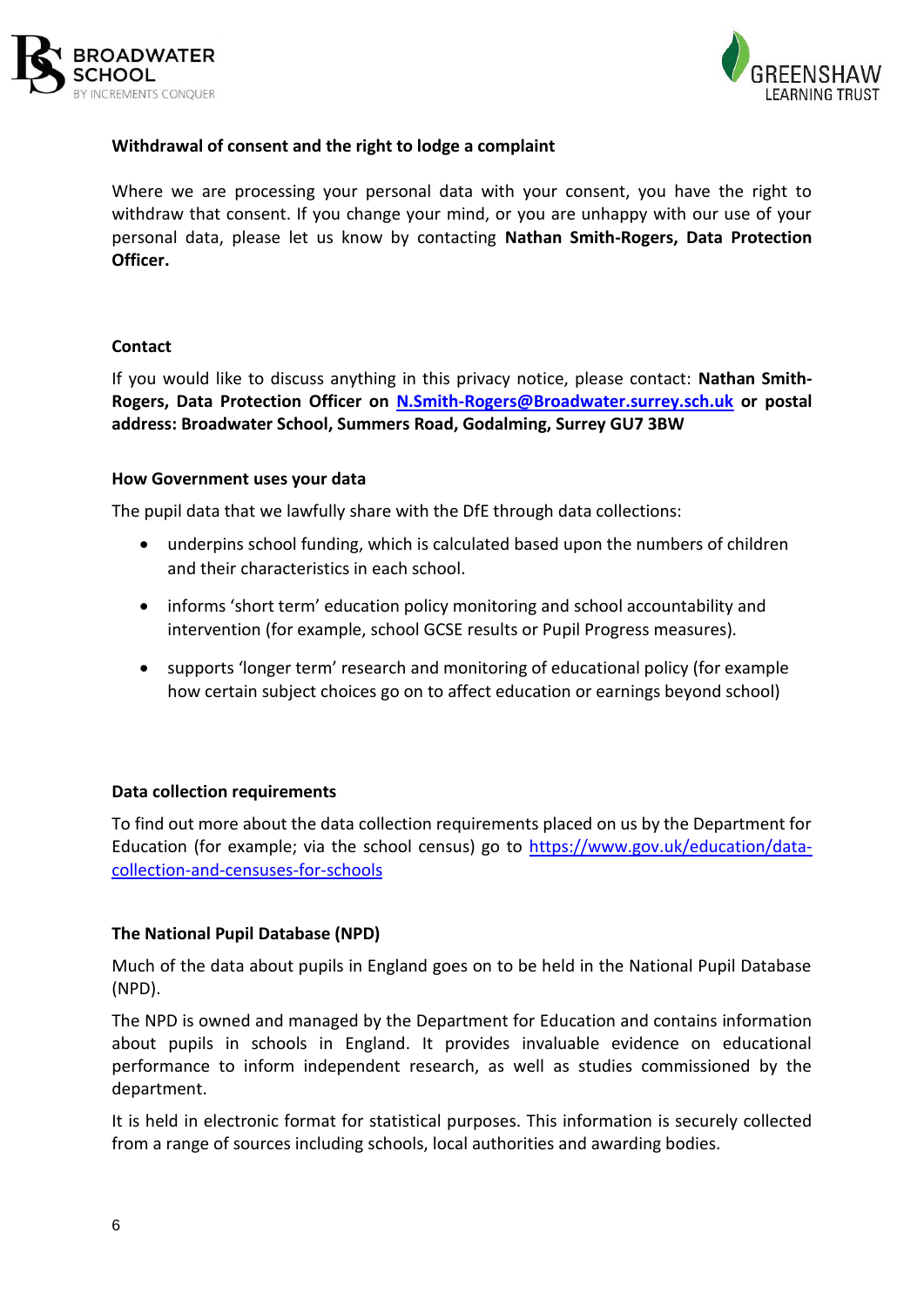**Withdrawal of consent and the right to lodge a complaint**

Where we are processing your personal data with your consent, you have the right to withdraw that consent. If you change your mind, or you are unhappy with our use of your personal data, please let us know by contacting **Nathan Smith-Rogers, Data Protection Officer.**

**Contact**

If you would like to discuss anything in this privacy notice, please contact: **Nathan Smith-Rogers, Data Protection Officer on [N.Smith-Rogers@Broadwater.surrey.sch.uk](mailto:N.Smith-Rogers@Broadwater.surrey.sch.uk) or postal address: Broadwater School, Summers Road, Godalming, Surrey GU7 3BW**

**How Government uses your data**

The pupil data that we lawfully share with the DfE through data collections:

- underpins school funding, which is calculated based upon the numbers of children and their characteristics in each school.
- informs 'short term' education policy monitoring and school accountability and intervention (for example, school GCSE results or Pupil Progress measures).
- supports 'longer term' research and monitoring of educational policy (for example how certain subject choices go on to affect education or earnings beyond school)

**Data collection requirements**

To find out more about the data collection requirements placed on us by the Department for Education (for example; via the school census) go to [https://www.gov.uk/education/data-collection-and-censuses-for-schools](https://www.gov.uk/education/data-collection-and-censuses-for-schools)

**The National Pupil Database (NPD)**

Much of the data about pupils in England goes on to be held in the National Pupil Database (NPD).

The NPD is owned and managed by the Department for Education and contains information about pupils in schools in England. It provides invaluable evidence on educational performance to inform independent research, as well as studies commissioned by the department.

It is held in electronic format for statistical purposes. This information is securely collected from a range of sources including schools, local authorities and awarding bodies.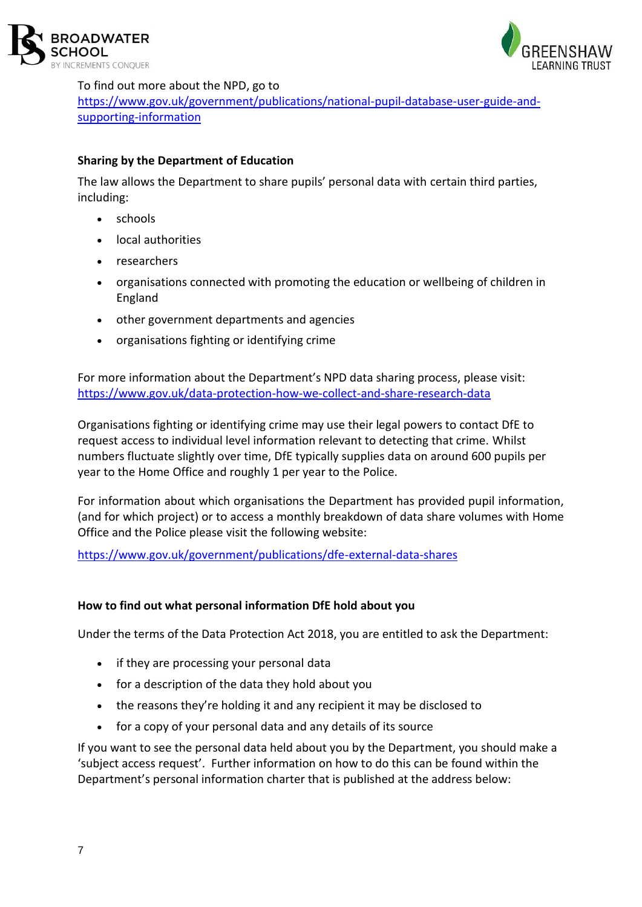To find out more about the NPD, go to https://www.gov.uk/government/publications/national-pupil-database-user-guide-and-supporting-information

**Sharing by the Department of Education**

The law allows the Department to share pupils' personal data with certain third parties, including:

- schools
- local authorities
- researchers
- organisations connected with promoting the education or wellbeing of children in England
- other government departments and agencies
- organisations fighting or identifying crime

For more information about the Department's NPD data sharing process, please visit: https://www.gov.uk/data-protection-how-we-collect-and-share-research-data

Organisations fighting or identifying crime may use their legal powers to contact DfE to request access to individual level information relevant to detecting that crime. Whilst numbers fluctuate slightly over time, DfE typically supplies data on around 600 pupils per year to the Home Office and roughly 1 per year to the Police.

For information about which organisations the Department has provided pupil information, (and for which project) or to access a monthly breakdown of data share volumes with Home Office and the Police please visit the following website:

https://www.gov.uk/government/publications/dfe-external-data-shares

**How to find out what personal information DfE hold about you**

Under the terms of the Data Protection Act 2018, you are entitled to ask the Department:

- if they are processing your personal data
- for a description of the data they hold about you
- the reasons they're holding it and any recipient it may be disclosed to
- for a copy of your personal data and any details of its source

If you want to see the personal data held about you by the Department, you should make a 'subject access request'. Further information on how to do this can be found within the Department's personal information charter that is published at the address below: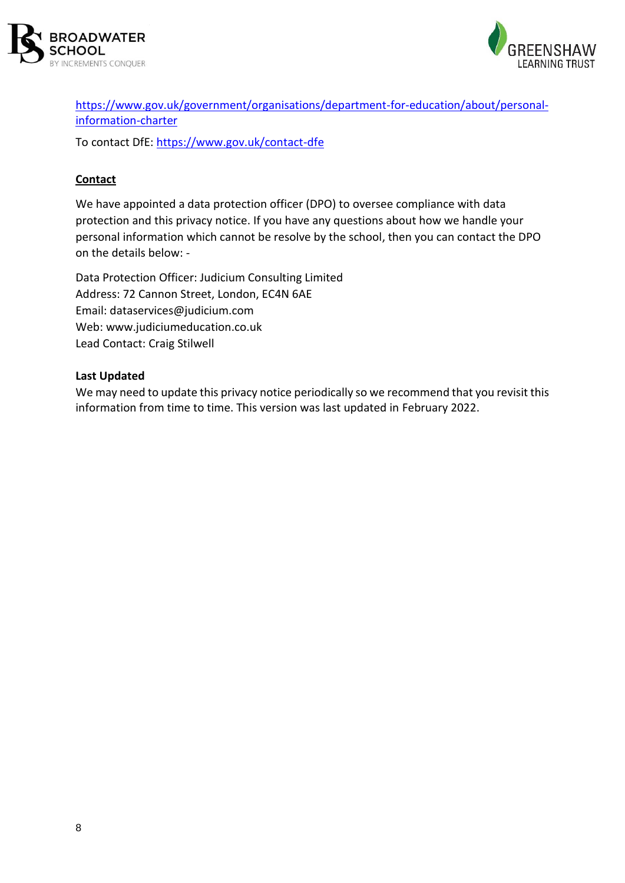https://www.gov.uk/government/organisations/department-for-education/about/personal-information-charter

To contact DfE: https://www.gov.uk/contact-dfe

**Contact**

We have appointed a data protection officer (DPO) to oversee compliance with data protection and this privacy notice. If you have any questions about how we handle your personal information which cannot be resolve by the school, then you can contact the DPO on the details below: -

Data Protection Officer: Judicium Consulting Limited
Address: 72 Cannon Street, London, EC4N 6AE
Email: dataservices@judicium.com
Web: www.judiciumeducation.co.uk
Lead Contact: Craig Stilwell

**Last Updated**

We may need to update this privacy notice periodically so we recommend that you revisit this information from time to time. This version was last updated in February 2022.